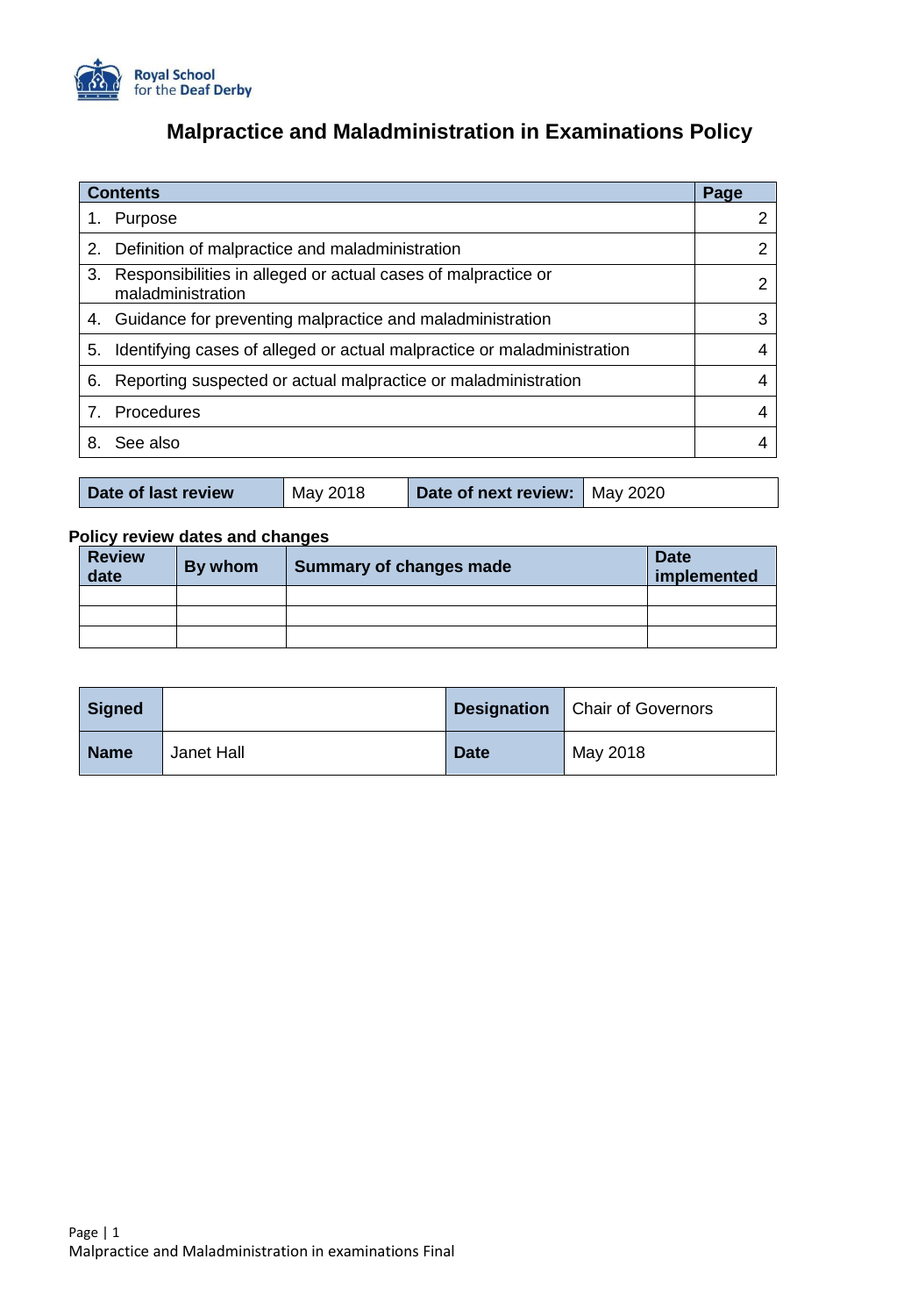Royal School for the Deaf Derby

# Malpractice and Maladministration in Examinations Policy

| Contents | Page |
|---|---|
| 1. Purpose | 2 |
| 2. Definition of malpractice and maladministration | 2 |
| 3. Responsibilities in alleged or actual cases of malpractice or maladministration | 2 |
| 4. Guidance for preventing malpractice and maladministration | 3 |
| 5. Identifying cases of alleged or actual malpractice or maladministration | 4 |
| 6. Reporting suspected or actual malpractice or maladministration | 4 |
| 7. Procedures | 4 |
| 8. See also | 4 |

| Date of last review | May 2018 | Date of next review: | May 2020 |
|---|---|---|---|

**Policy review dates and changes**

| Review date | By whom | Summary of changes made | Date implemented |
|---|---|---|---|
| | | | |
| | | | |
| | | | |

| Signed | | Designation | Chair of Governors |
|---|---|---|---|
| Name | Janet Hall | Date | May 2018 |

Malpractice and Maladministration in examinations Final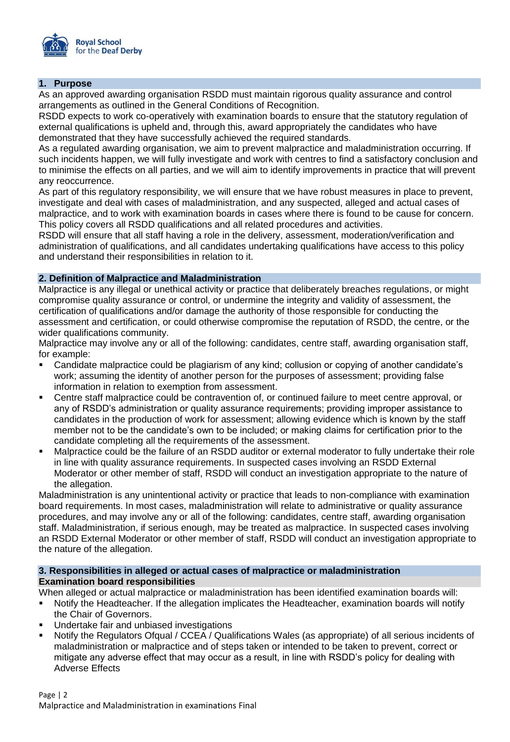## 1. Purpose

As an approved awarding organisation RSDD must maintain rigorous quality assurance and control arrangements as outlined in the General Conditions of Recognition.

RSDD expects to work co-operatively with examination boards to ensure that the statutory regulation of external qualifications is upheld and, through this, award appropriately the candidates who have demonstrated that they have successfully achieved the required standards.

As a regulated awarding organisation, we aim to prevent malpractice and maladministration occurring. If such incidents happen, we will fully investigate and work with centres to find a satisfactory conclusion and to minimise the effects on all parties, and we will aim to identify improvements in practice that will prevent any reoccurrence.

As part of this regulatory responsibility, we will ensure that we have robust measures in place to prevent, investigate and deal with cases of maladministration, and any suspected, alleged and actual cases of malpractice, and to work with examination boards in cases where there is found to be cause for concern. This policy covers all RSDD qualifications and all related procedures and activities.

RSDD will ensure that all staff having a role in the delivery, assessment, moderation/verification and administration of qualifications, and all candidates undertaking qualifications have access to this policy and understand their responsibilities in relation to it.

## 2. Definition of Malpractice and Maladministration

Malpractice is any illegal or unethical activity or practice that deliberately breaches regulations, or might compromise quality assurance or control, or undermine the integrity and validity of assessment, the certification of qualifications and/or damage the authority of those responsible for conducting the assessment and certification, or could otherwise compromise the reputation of RSDD, the centre, or the wider qualifications community.

Malpractice may involve any or all of the following: candidates, centre staff, awarding organisation staff, for example:

- Candidate malpractice could be plagiarism of any kind; collusion or copying of another candidate's work; assuming the identity of another person for the purposes of assessment; providing false information in relation to exemption from assessment.
- Centre staff malpractice could be contravention of, or continued failure to meet centre approval, or any of RSDD's administration or quality assurance requirements; providing improper assistance to candidates in the production of work for assessment; allowing evidence which is known by the staff member not to be the candidate's own to be included; or making claims for certification prior to the candidate completing all the requirements of the assessment.
- Malpractice could be the failure of an RSDD auditor or external moderator to fully undertake their role in line with quality assurance requirements. In suspected cases involving an RSDD External Moderator or other member of staff, RSDD will conduct an investigation appropriate to the nature of the allegation.

Maladministration is any unintentional activity or practice that leads to non-compliance with examination board requirements. In most cases, maladministration will relate to administrative or quality assurance procedures, and may involve any or all of the following: candidates, centre staff, awarding organisation staff. Maladministration, if serious enough, may be treated as malpractice. In suspected cases involving an RSDD External Moderator or other member of staff, RSDD will conduct an investigation appropriate to the nature of the allegation.

## 3. Responsibilities in alleged or actual cases of malpractice or maladministration

### Examination board responsibilities

When alleged or actual malpractice or maladministration has been identified examination boards will:

- Notify the Headteacher. If the allegation implicates the Headteacher, examination boards will notify the Chair of Governors.
- Undertake fair and unbiased investigations
- Notify the Regulators Ofqual / CCEA / Qualifications Wales (as appropriate) of all serious incidents of maladministration or malpractice and of steps taken or intended to be taken to prevent, correct or mitigate any adverse effect that may occur as a result, in line with RSDD's policy for dealing with Adverse Effects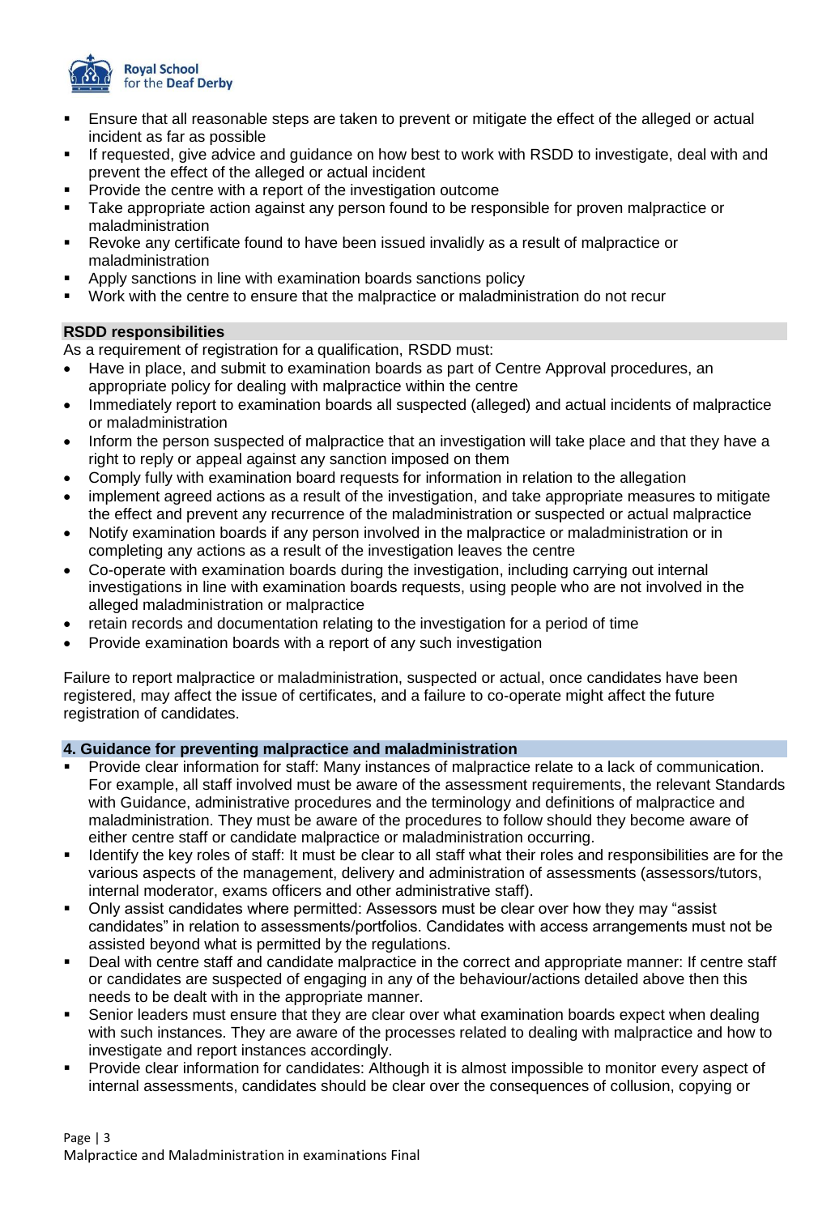- Ensure that all reasonable steps are taken to prevent or mitigate the effect of the alleged or actual incident as far as possible
- If requested, give advice and guidance on how best to work with RSDD to investigate, deal with and prevent the effect of the alleged or actual incident
- Provide the centre with a report of the investigation outcome
- Take appropriate action against any person found to be responsible for proven malpractice or maladministration
- Revoke any certificate found to have been issued invalidly as a result of malpractice or maladministration
- Apply sanctions in line with examination boards sanctions policy
- Work with the centre to ensure that the malpractice or maladministration do not recur

**RSDD responsibilities**

As a requirement of registration for a qualification, RSDD must:

- Have in place, and submit to examination boards as part of Centre Approval procedures, an appropriate policy for dealing with malpractice within the centre
- Immediately report to examination boards all suspected (alleged) and actual incidents of malpractice or maladministration
- Inform the person suspected of malpractice that an investigation will take place and that they have a right to reply or appeal against any sanction imposed on them
- Comply fully with examination board requests for information in relation to the allegation
- implement agreed actions as a result of the investigation, and take appropriate measures to mitigate the effect and prevent any recurrence of the maladministration or suspected or actual malpractice
- Notify examination boards if any person involved in the malpractice or maladministration or in completing any actions as a result of the investigation leaves the centre
- Co-operate with examination boards during the investigation, including carrying out internal investigations in line with examination boards requests, using people who are not involved in the alleged maladministration or malpractice
- retain records and documentation relating to the investigation for a period of time
- Provide examination boards with a report of any such investigation

Failure to report malpractice or maladministration, suspected or actual, once candidates have been registered, may affect the issue of certificates, and a failure to co-operate might affect the future registration of candidates.

## 4. Guidance for preventing malpractice and maladministration

- Provide clear information for staff: Many instances of malpractice relate to a lack of communication. For example, all staff involved must be aware of the assessment requirements, the relevant Standards with Guidance, administrative procedures and the terminology and definitions of malpractice and maladministration. They must be aware of the procedures to follow should they become aware of either centre staff or candidate malpractice or maladministration occurring.
- Identify the key roles of staff: It must be clear to all staff what their roles and responsibilities are for the various aspects of the management, delivery and administration of assessments (assessors/tutors, internal moderator, exams officers and other administrative staff).
- Only assist candidates where permitted: Assessors must be clear over how they may "assist candidates" in relation to assessments/portfolios. Candidates with access arrangements must not be assisted beyond what is permitted by the regulations.
- Deal with centre staff and candidate malpractice in the correct and appropriate manner: If centre staff or candidates are suspected of engaging in any of the behaviour/actions detailed above then this needs to be dealt with in the appropriate manner.
- Senior leaders must ensure that they are clear over what examination boards expect when dealing with such instances. They are aware of the processes related to dealing with malpractice and how to investigate and report instances accordingly.
- Provide clear information for candidates: Although it is almost impossible to monitor every aspect of internal assessments, candidates should be clear over the consequences of collusion, copying or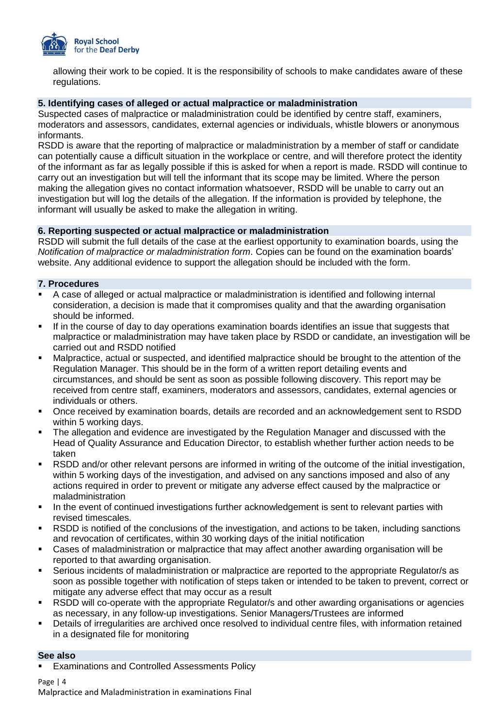allowing their work to be copied. It is the responsibility of schools to make candidates aware of these regulations.

## 5. Identifying cases of alleged or actual malpractice or maladministration

Suspected cases of malpractice or maladministration could be identified by centre staff, examiners, moderators and assessors, candidates, external agencies or individuals, whistle blowers or anonymous informants.

RSDD is aware that the reporting of malpractice or maladministration by a member of staff or candidate can potentially cause a difficult situation in the workplace or centre, and will therefore protect the identity of the informant as far as legally possible if this is asked for when a report is made. RSDD will continue to carry out an investigation but will tell the informant that its scope may be limited. Where the person making the allegation gives no contact information whatsoever, RSDD will be unable to carry out an investigation but will log the details of the allegation. If the information is provided by telephone, the informant will usually be asked to make the allegation in writing.

## 6. Reporting suspected or actual malpractice or maladministration

RSDD will submit the full details of the case at the earliest opportunity to examination boards, using the *Notification of malpractice or maladministration form*. Copies can be found on the examination boards' website. Any additional evidence to support the allegation should be included with the form.

## 7. Procedures

- A case of alleged or actual malpractice or maladministration is identified and following internal consideration, a decision is made that it compromises quality and that the awarding organisation should be informed.
- If in the course of day to day operations examination boards identifies an issue that suggests that malpractice or maladministration may have taken place by RSDD or candidate, an investigation will be carried out and RSDD notified
- Malpractice, actual or suspected, and identified malpractice should be brought to the attention of the Regulation Manager. This should be in the form of a written report detailing events and circumstances, and should be sent as soon as possible following discovery. This report may be received from centre staff, examiners, moderators and assessors, candidates, external agencies or individuals or others.
- Once received by examination boards, details are recorded and an acknowledgement sent to RSDD within 5 working days.
- The allegation and evidence are investigated by the Regulation Manager and discussed with the Head of Quality Assurance and Education Director, to establish whether further action needs to be taken
- RSDD and/or other relevant persons are informed in writing of the outcome of the initial investigation, within 5 working days of the investigation, and advised on any sanctions imposed and also of any actions required in order to prevent or mitigate any adverse effect caused by the malpractice or maladministration
- In the event of continued investigations further acknowledgement is sent to relevant parties with revised timescales.
- RSDD is notified of the conclusions of the investigation, and actions to be taken, including sanctions and revocation of certificates, within 30 working days of the initial notification
- Cases of maladministration or malpractice that may affect another awarding organisation will be reported to that awarding organisation.
- Serious incidents of maladministration or malpractice are reported to the appropriate Regulator/s as soon as possible together with notification of steps taken or intended to be taken to prevent, correct or mitigate any adverse effect that may occur as a result
- RSDD will co-operate with the appropriate Regulator/s and other awarding organisations or agencies as necessary, in any follow-up investigations. Senior Managers/Trustees are informed
- Details of irregularities are archived once resolved to individual centre files, with information retained in a designated file for monitoring

## See also

- Examinations and Controlled Assessments Policy